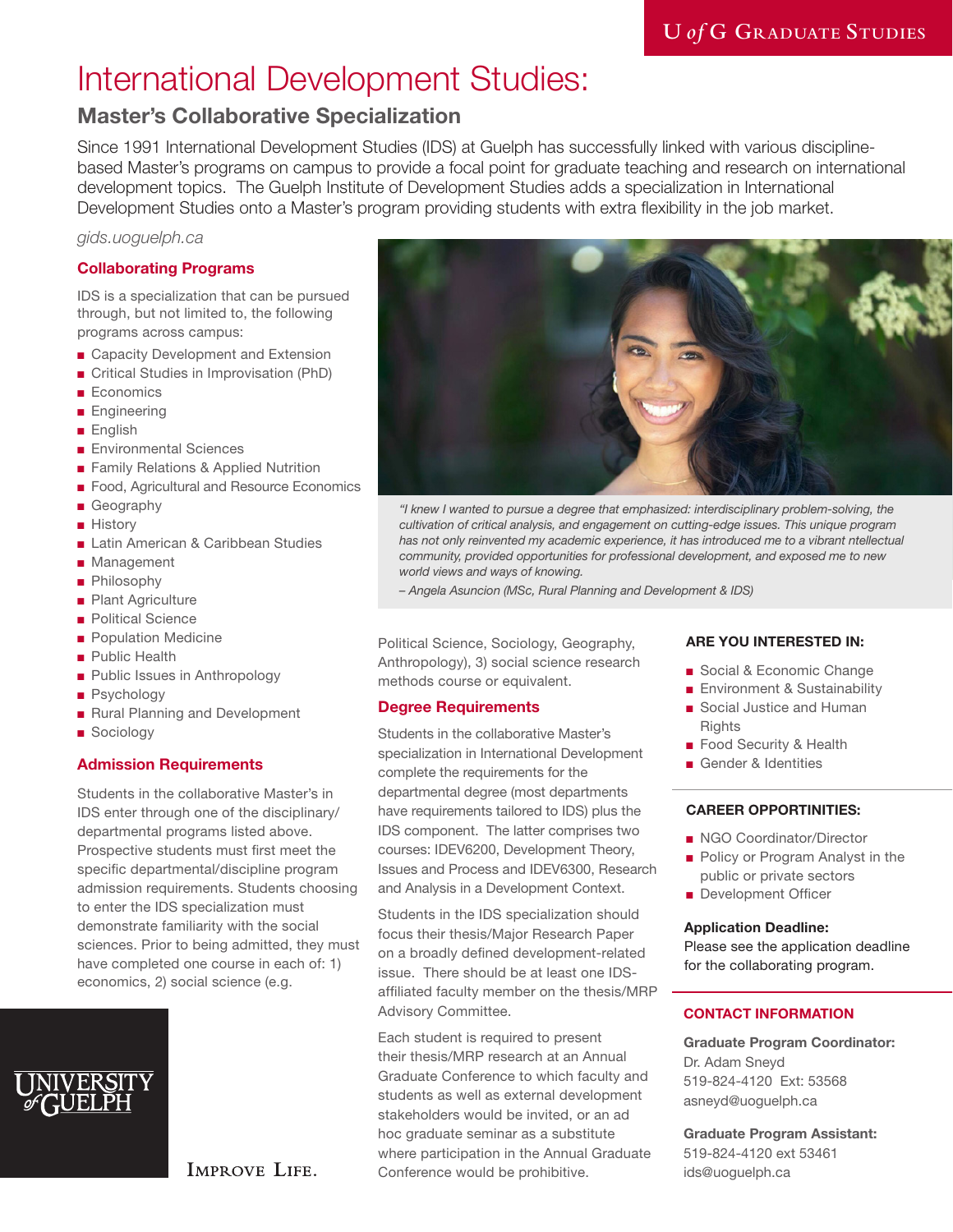# International Development Studies:

## Master's Collaborative Specialization

Since 1991 International Development Studies (IDS) at Guelph has successfully linked with various discipline-based Master's programs on campus to provide a focal point for graduate teaching and research on international development topics. The Guelph Institute of Development Studies adds a specialization in International Development Studies onto a Master's program providing students with extra flexibility in the job market.

*gids.uoguelph.ca*

### Collaborating Programs

IDS is a specialization that can be pursued through, but not limited to, the following programs across campus:

- Capacity Development and Extension
- Critical Studies in Improvisation (PhD)
- Economics
- Engineering
- English
- Environmental Sciences
- Family Relations & Applied Nutrition
- Food, Agricultural and Resource Economics
- Geography
- History
- Latin American & Caribbean Studies
- Management
- Philosophy
- Plant Agriculture
- Political Science
- Population Medicine
- Public Health
- Public Issues in Anthropology
- Psychology
- Rural Planning and Development
- Sociology

### Admission Requirements

Students in the collaborative Master's in IDS enter through one of the disciplinary/departmental programs listed above. Prospective students must first meet the specific departmental/discipline program admission requirements. Students choosing to enter the IDS specialization must demonstrate familiarity with the social sciences. Prior to being admitted, they must have completed one course in each of: 1) economics, 2) social science (e.g. Political Science, Sociology, Geography, Anthropology), 3) social science research methods course or equivalent.

*"I knew I wanted to pursue a degree that emphasized: interdisciplinary problem-solving, the cultivation of critical analysis, and engagement on cutting-edge issues. This unique program has not only reinvented my academic experience, it has introduced me to a vibrant ntellectual community, provided opportunities for professional development, and exposed me to new world views and ways of knowing.*

*– Angela Asuncion (MSc, Rural Planning and Development & IDS)*

### Degree Requirements

Students in the collaborative Master's specialization in International Development complete the requirements for the departmental degree (most departments have requirements tailored to IDS) plus the IDS component. The latter comprises two courses: IDEV6200, Development Theory, Issues and Process and IDEV6300, Research and Analysis in a Development Context.

Students in the IDS specialization should focus their thesis/Major Research Paper on a broadly defined development-related issue. There should be at least one IDS-affiliated faculty member on the thesis/MRP Advisory Committee.

Each student is required to present their thesis/MRP research at an Annual Graduate Conference to which faculty and students as well as external development stakeholders would be invited, or an ad hoc graduate seminar as a substitute where participation in the Annual Graduate Conference would be prohibitive.

### ARE YOU INTERESTED IN:

- Social & Economic Change
- Environment & Sustainability
- Social Justice and Human Rights
- Food Security & Health
- Gender & Identities

### CAREER OPPORTINITIES:

- NGO Coordinator/Director
- Policy or Program Analyst in the public or private sectors
- Development Officer

**Application Deadline:**
Please see the application deadline for the collaborating program.

### CONTACT INFORMATION

**Graduate Program Coordinator:**
Dr. Adam Sneyd
519-824-4120 Ext: 53568
asneyd@uoguelph.ca

**Graduate Program Assistant:**
519-824-4120 ext 53461
ids@uoguelph.ca

University of Guelph

Improve Life.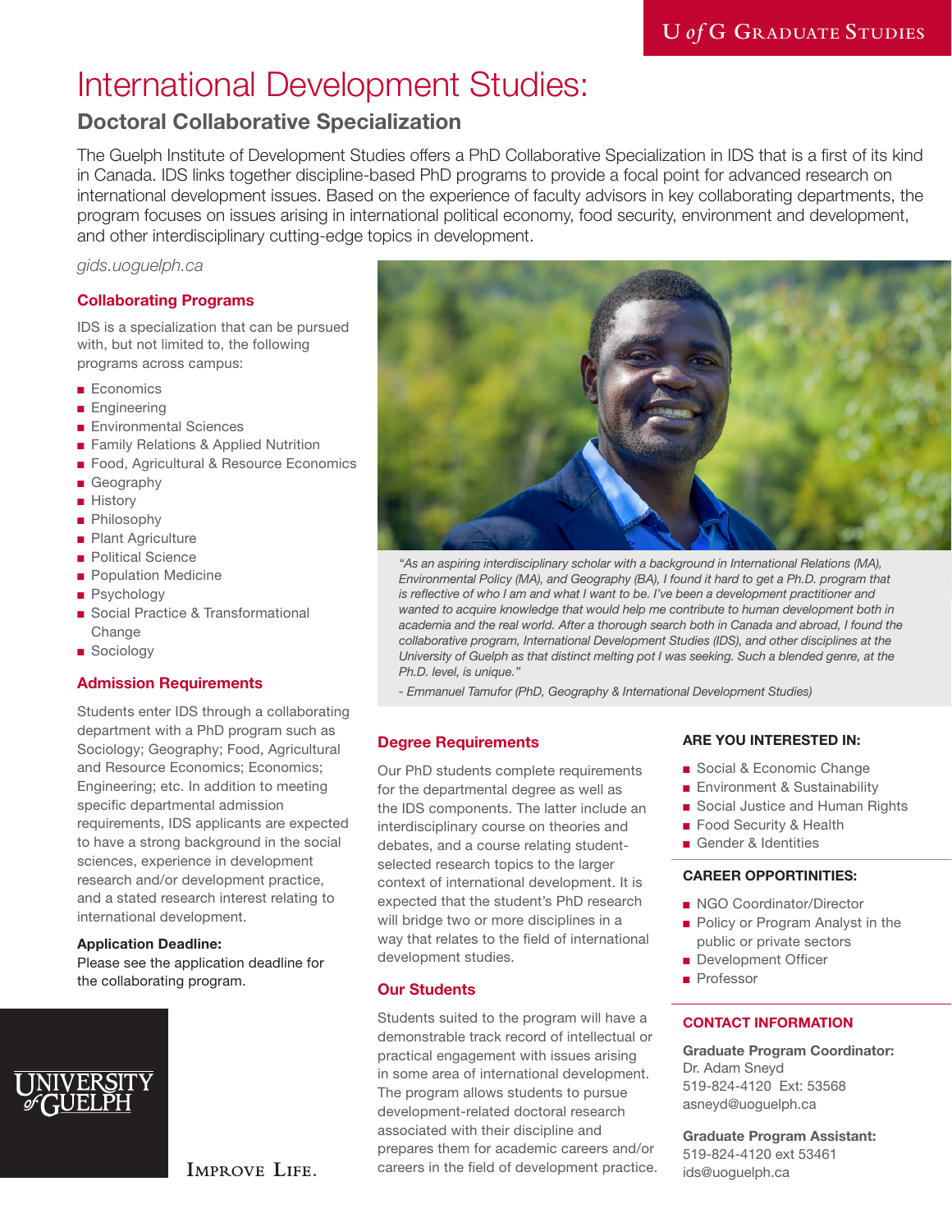# International Development Studies:

## Doctoral Collaborative Specialization

The Guelph Institute of Development Studies offers a PhD Collaborative Specialization in IDS that is a first of its kind in Canada. IDS links together discipline-based PhD programs to provide a focal point for advanced research on international development issues. Based on the experience of faculty advisors in key collaborating departments, the program focuses on issues arising in international political economy, food security, environment and development, and other interdisciplinary cutting-edge topics in development.

*gids.uoguelph.ca*

### Collaborating Programs

IDS is a specialization that can be pursued with, but not limited to, the following programs across campus:

- Economics
- Engineering
- Environmental Sciences
- Family Relations & Applied Nutrition
- Food, Agricultural & Resource Economics
- Geography
- History
- Philosophy
- Plant Agriculture
- Political Science
- Population Medicine
- Psychology
- Social Practice & Transformational Change
- Sociology

### Admission Requirements

Students enter IDS through a collaborating department with a PhD program such as Sociology; Geography; Food, Agricultural and Resource Economics; Economics; Engineering; etc. In addition to meeting specific departmental admission requirements, IDS applicants are expected to have a strong background in the social sciences, experience in development research and/or development practice, and a stated research interest relating to international development.

**Application Deadline:**
Please see the application deadline for the collaborating program.

*"As an aspiring interdisciplinary scholar with a background in International Relations (MA), Environmental Policy (MA), and Geography (BA), I found it hard to get a Ph.D. program that is reflective of who I am and what I want to be. I've been a development practitioner and wanted to acquire knowledge that would help me contribute to human development both in academia and the real world. After a thorough search both in Canada and abroad, I found the collaborative program, International Development Studies (IDS), and other disciplines at the University of Guelph as that distinct melting pot I was seeking. Such a blended genre, at the Ph.D. level, is unique."*

*- Emmanuel Tamufor (PhD, Geography & International Development Studies)*

### Degree Requirements

Our PhD students complete requirements for the departmental degree as well as the IDS components. The latter include an interdisciplinary course on theories and debates, and a course relating student-selected research topics to the larger context of international development. It is expected that the student's PhD research will bridge two or more disciplines in a way that relates to the field of international development studies.

### Our Students

Students suited to the program will have a demonstrable track record of intellectual or practical engagement with issues arising in some area of international development. The program allows students to pursue development-related doctoral research associated with their discipline and prepares them for academic careers and/or careers in the field of development practice.

### ARE YOU INTERESTED IN:

- Social & Economic Change
- Environment & Sustainability
- Social Justice and Human Rights
- Food Security & Health
- Gender & Identities

### CAREER OPPORTINITIES:

- NGO Coordinator/Director
- Policy or Program Analyst in the public or private sectors
- Development Officer
- Professor

### CONTACT INFORMATION

**Graduate Program Coordinator:**
Dr. Adam Sneyd
519-824-4120 Ext: 53568
asneyd@uoguelph.ca

**Graduate Program Assistant:**
519-824-4120 ext 53461
ids@uoguelph.ca

UNIVERSITY of GUELPH

IMPROVE LIFE.